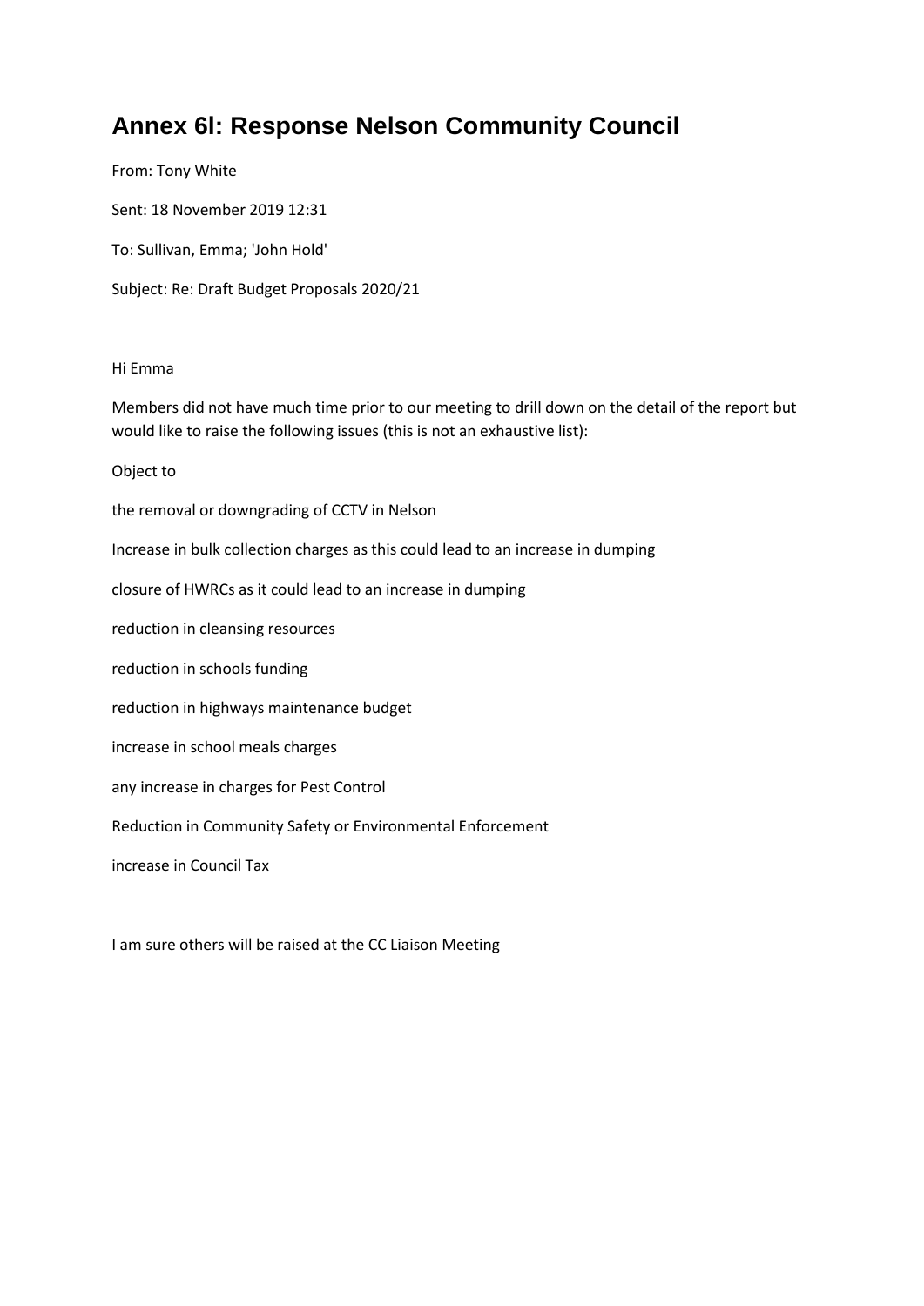# Annex 6l: Response Nelson Community Council

From: Tony White

Sent: 18 November 2019 12:31

To: Sullivan, Emma; 'John Hold'

Subject: Re: Draft Budget Proposals 2020/21

Hi Emma

Members did not have much time prior to our meeting to drill down on the detail of the report but would like to raise the following issues (this is not an exhaustive list):

Object to

the removal or downgrading of CCTV in Nelson

Increase in bulk collection charges as this could lead to an increase in dumping

closure of HWRCs as it could lead to an increase in dumping

reduction in cleansing resources

reduction in schools funding

reduction in highways maintenance budget

increase in school meals charges

any increase in charges for Pest Control

Reduction in Community Safety or Environmental Enforcement

increase in Council Tax

I am sure others will be raised at the CC Liaison Meeting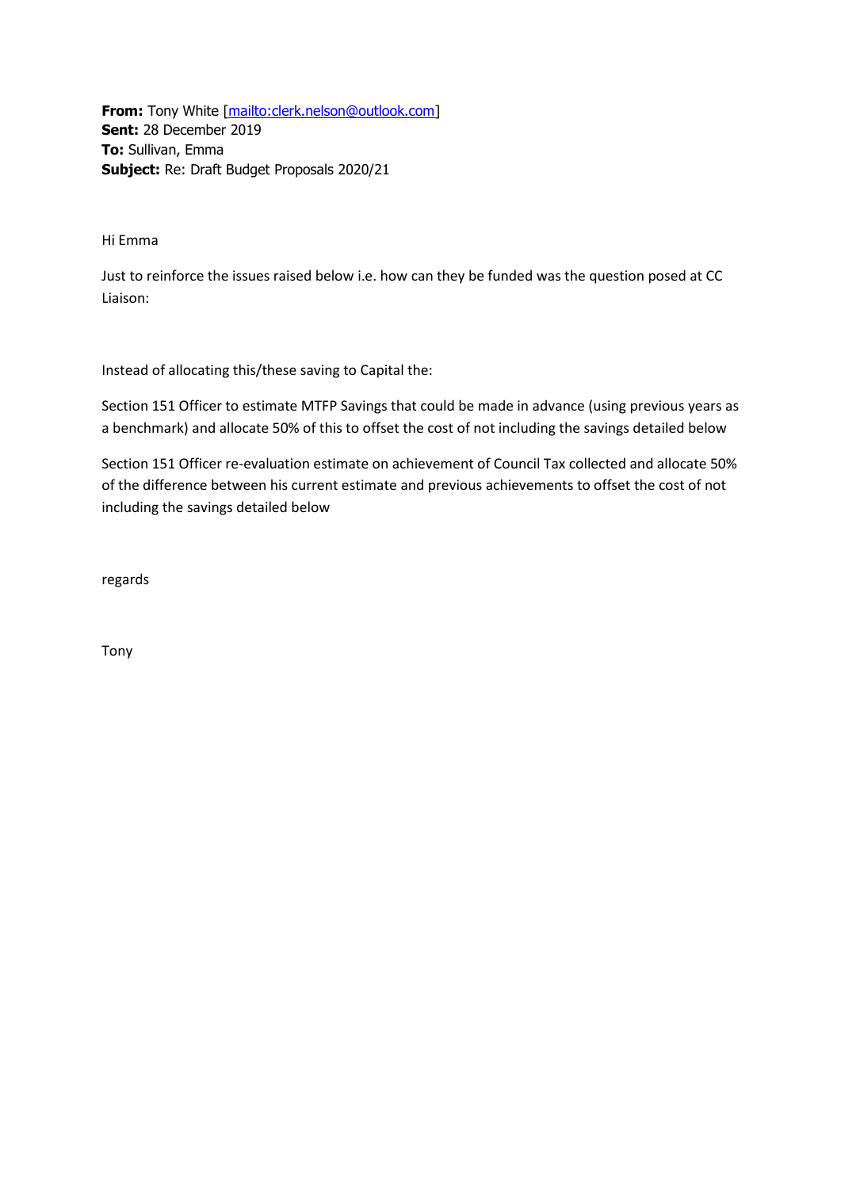**From:** Tony White [mailto:clerk.nelson@outlook.com]
**Sent:** 28 December 2019
**To:** Sullivan, Emma
**Subject:** Re: Draft Budget Proposals 2020/21

Hi Emma

Just to reinforce the issues raised below i.e. how can they be funded was the question posed at CC Liaison:

Instead of allocating this/these saving to Capital the:

Section 151 Officer to estimate MTFP Savings that could be made in advance (using previous years as a benchmark) and allocate 50% of this to offset the cost of not including the savings detailed below

Section 151 Officer re-evaluation estimate on achievement of Council Tax collected and allocate 50% of the difference between his current estimate and previous achievements to offset the cost of not including the savings detailed below

regards

Tony